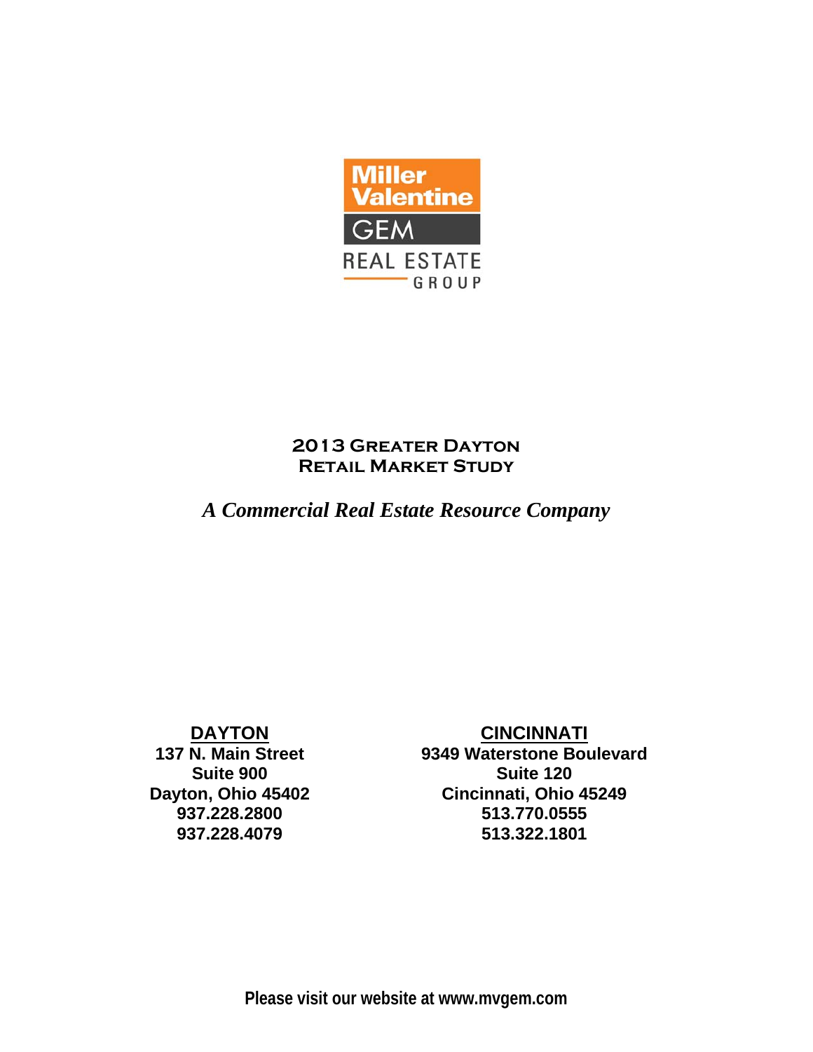Miller Valentine

GEM

REAL ESTATE GROUP

# 2013 Greater Dayton Retail Market Study

*A Commercial Real Estate Resource Company*

**DAYTON**
**137 N. Main Street**
**Suite 900**
**Dayton, Ohio 45402**
**937.228.2800**
**937.228.4079**

**CINCINNATI**
**9349 Waterstone Boulevard**
**Suite 120**
**Cincinnati, Ohio 45249**
**513.770.0555**
**513.322.1801**

**Please visit our website at www.mvgem.com**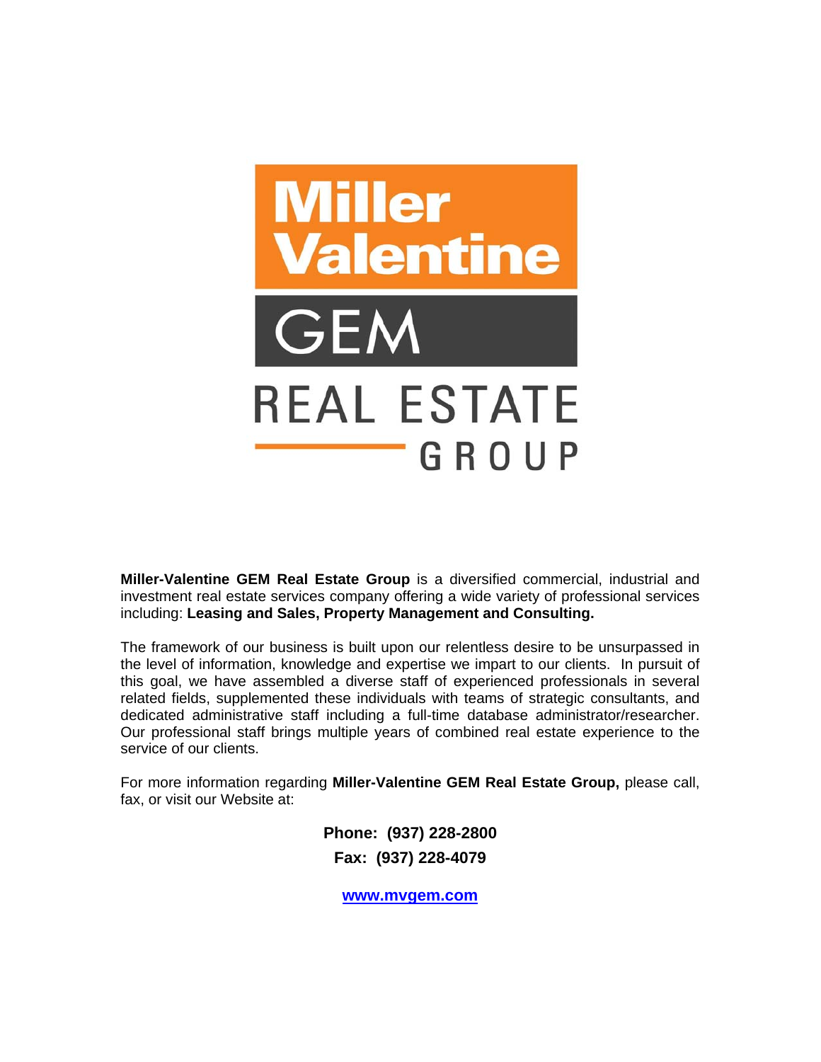# Miller Valentine GEM REAL ESTATE GROUP

**Miller-Valentine GEM Real Estate Group** is a diversified commercial, industrial and investment real estate services company offering a wide variety of professional services including: **Leasing and Sales, Property Management and Consulting.**

The framework of our business is built upon our relentless desire to be unsurpassed in the level of information, knowledge and expertise we impart to our clients. In pursuit of this goal, we have assembled a diverse staff of experienced professionals in several related fields, supplemented these individuals with teams of strategic consultants, and dedicated administrative staff including a full-time database administrator/researcher. Our professional staff brings multiple years of combined real estate experience to the service of our clients.

For more information regarding **Miller-Valentine GEM Real Estate Group,** please call, fax, or visit our Website at:

**Phone: (937) 228-2800**

**Fax: (937) 228-4079**

**www.mvgem.com**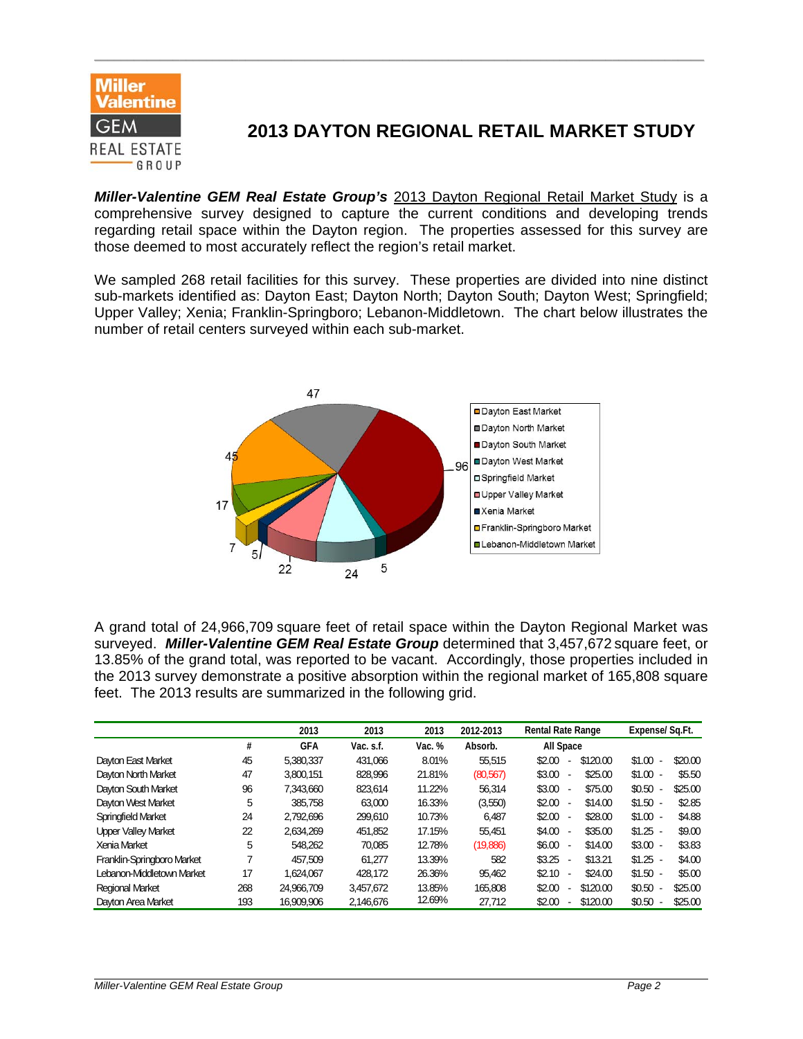Miller Valentine GEM REAL ESTATE GROUP

# 2013 DAYTON REGIONAL RETAIL MARKET STUDY

***Miller-Valentine GEM Real Estate Group's*** 2013 Dayton Regional Retail Market Study is a comprehensive survey designed to capture the current conditions and developing trends regarding retail space within the Dayton region. The properties assessed for this survey are those deemed to most accurately reflect the region's retail market.

We sampled 268 retail facilities for this survey. These properties are divided into nine distinct sub-markets identified as: Dayton East; Dayton North; Dayton South; Dayton West; Springfield; Upper Valley; Xenia; Franklin-Springboro; Lebanon-Middletown. The chart below illustrates the number of retail centers surveyed within each sub-market.

47
45
96
17
7
5
22
24
5

Dayton East Market
Dayton North Market
Dayton South Market
Dayton West Market
Springfield Market
Upper Valley Market
Xenia Market
Franklin-Springboro Market
Lebanon-Middletown Market

A grand total of 24,966,709 square feet of retail space within the Dayton Regional Market was surveyed. ***Miller-Valentine GEM Real Estate Group*** determined that 3,457,672 square feet, or 13.85% of the grand total, was reported to be vacant. Accordingly, those properties included in the 2013 survey demonstrate a positive absorption within the regional market of 165,808 square feet. The 2013 results are summarized in the following grid.

| | # | 2013 GFA | 2013 Vac. s.f. | 2013 Vac. % | 2012-2013 Absorb. | Rental Rate Range All Space | Expense/ Sq.Ft. |
|---|---|---|---|---|---|---|---|
| Dayton East Market | 45 | 5,380,337 | 431,066 | 8.01% | 55,515 | $2.00 - $120.00 | $1.00 - $20.00 |
| Dayton North Market | 47 | 3,800,151 | 828,996 | 21.81% | (80,567) | $3.00 - $25.00 | $1.00 - $5.50 |
| Dayton South Market | 96 | 7,343,660 | 823,614 | 11.22% | 56,314 | $3.00 - $75.00 | $0.50 - $25.00 |
| Dayton West Market | 5 | 385,758 | 63,000 | 16.33% | (3,550) | $2.00 - $14.00 | $1.50 - $2.85 |
| Springfield Market | 24 | 2,792,696 | 299,610 | 10.73% | 6,487 | $2.00 - $28.00 | $1.00 - $4.88 |
| Upper Valley Market | 22 | 2,634,269 | 451,852 | 17.15% | 55,451 | $4.00 - $35.00 | $1.25 - $9.00 |
| Xenia Market | 5 | 548,262 | 70,085 | 12.78% | (19,886) | $6.00 - $14.00 | $3.00 - $3.83 |
| Franklin-Springboro Market | 7 | 457,509 | 61,277 | 13.39% | 582 | $3.25 - $13.21 | $1.25 - $4.00 |
| Lebanon-Middletown Market | 17 | 1,624,067 | 428,172 | 26.36% | 95,462 | $2.10 - $24.00 | $1.50 - $5.00 |
| Regional Market | 268 | 24,966,709 | 3,457,672 | 13.85% | 165,808 | $2.00 - $120.00 | $0.50 - $25.00 |
| Dayton Area Market | 193 | 16,909,906 | 2,146,676 | 12.69% | 27,712 | $2.00 - $120.00 | $0.50 - $25.00 |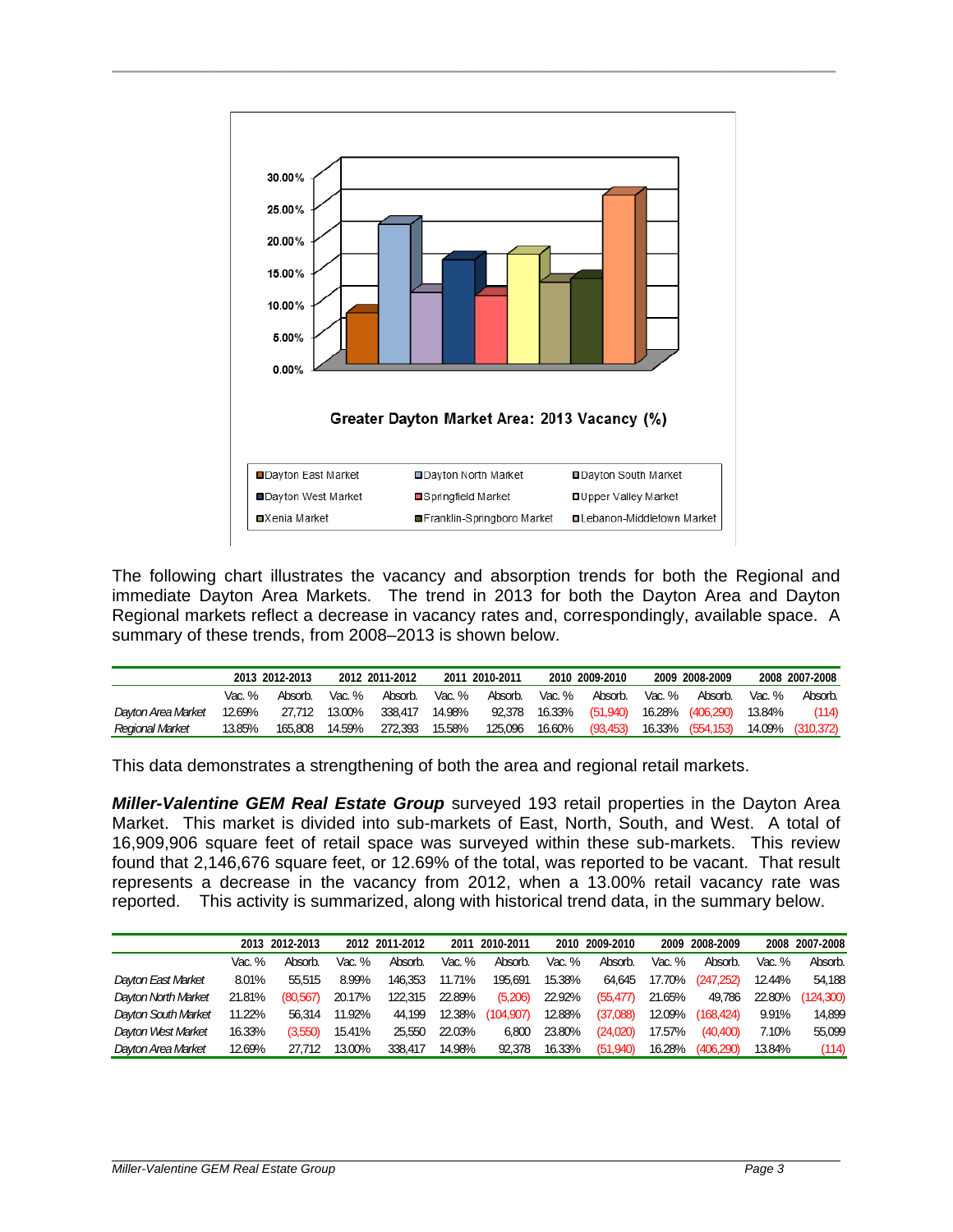30.00%
25.00%
20.00%
15.00%
10.00%
5.00%
0.00%

Greater Dayton Market Area: 2013 Vacancy (%)

Dayton East Market
Dayton North Market
Dayton South Market
Dayton West Market
Springfield Market
Upper Valley Market
Xenia Market
Franklin-Springboro Market
Lebanon-Middletown Market

The following chart illustrates the vacancy and absorption trends for both the Regional and immediate Dayton Area Markets. The trend in 2013 for both the Dayton Area and Dayton Regional markets reflect a decrease in vacancy rates and, correspondingly, available space. A summary of these trends, from 2008–2013 is shown below.

| | 2013 | 2012-2013 | 2012 | 2011-2012 | 2011 | 2010-2011 | 2010 | 2009-2010 | 2009 | 2008-2009 | 2008 | 2007-2008 |
|---|---|---|---|---|---|---|---|---|---|---|---|---|
| | Vac. % | Absorb. | Vac. % | Absorb. | Vac. % | Absorb. | Vac. % | Absorb. | Vac. % | Absorb. | Vac. % | Absorb. |
| *Dayton Area Market* | 12.69% | 27,712 | 13.00% | 338,417 | 14.98% | 92,378 | 16.33% | (51,940) | 16.28% | (406,290) | 13.84% | (114) |
| *Regional Market* | 13.85% | 165,808 | 14.59% | 272,393 | 15.58% | 125,096 | 16.60% | (93,453) | 16.33% | (554,153) | 14.09% | (310,372) |

This data demonstrates a strengthening of both the area and regional retail markets.

***Miller-Valentine GEM Real Estate Group*** surveyed 193 retail properties in the Dayton Area Market. This market is divided into sub-markets of East, North, South, and West. A total of 16,909,906 square feet of retail space was surveyed within these sub-markets. This review found that 2,146,676 square feet, or 12.69% of the total, was reported to be vacant. That result represents a decrease in the vacancy from 2012, when a 13.00% retail vacancy rate was reported. This activity is summarized, along with historical trend data, in the summary below.

| | 2013 | 2012-2013 | 2012 | 2011-2012 | 2011 | 2010-2011 | 2010 | 2009-2010 | 2009 | 2008-2009 | 2008 | 2007-2008 |
|---|---|---|---|---|---|---|---|---|---|---|---|---|
| | Vac. % | Absorb. | Vac. % | Absorb. | Vac. % | Absorb. | Vac. % | Absorb. | Vac. % | Absorb. | Vac. % | Absorb. |
| *Dayton East Market* | 8.01% | 55,515 | 8.99% | 146,353 | 11.71% | 195,691 | 15.38% | 64,645 | 17.70% | (247,252) | 12.44% | 54,188 |
| *Dayton North Market* | 21.81% | (80,567) | 20.17% | 122,315 | 22.89% | (5,206) | 22.92% | (55,477) | 21.65% | 49,786 | 22.80% | (124,300) |
| *Dayton South Market* | 11.22% | 56,314 | 11.92% | 44,199 | 12.38% | (104,907) | 12.88% | (37,088) | 12.09% | (168,424) | 9.91% | 14,899 |
| *Dayton West Market* | 16.33% | (3,550) | 15.41% | 25,550 | 22.03% | 6,800 | 23.80% | (24,020) | 17.57% | (40,400) | 7.10% | 55,099 |
| *Dayton Area Market* | 12.69% | 27,712 | 13.00% | 338,417 | 14.98% | 92,378 | 16.33% | (51,940) | 16.28% | (406,290) | 13.84% | (114) |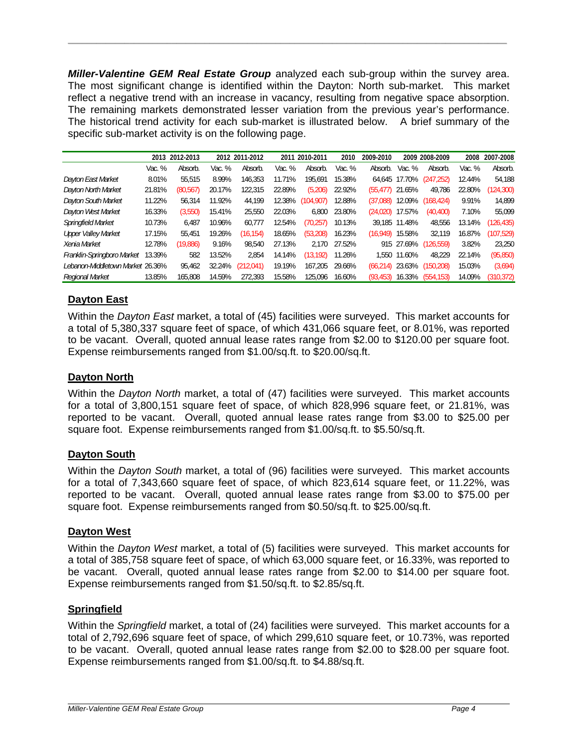***Miller-Valentine GEM Real Estate Group*** analyzed each sub-group within the survey area. The most significant change is identified within the Dayton: North sub-market. This market reflect a negative trend with an increase in vacancy, resulting from negative space absorption. The remaining markets demonstrated lesser variation from the previous year's performance. The historical trend activity for each sub-market is illustrated below. A brief summary of the specific sub-market activity is on the following page.

| | 2013 | 2012-2013 | 2012 | 2011-2012 | 2011 | 2010-2011 | 2010 | 2009-2010 | 2009 | 2008-2009 | 2008 | 2007-2008 |
|---|---|---|---|---|---|---|---|---|---|---|---|---|
| | Vac. % | Absorb. | Vac. % | Absorb. | Vac. % | Absorb. | Vac. % | Absorb. | Vac. % | Absorb. | Vac. % | Absorb. |
| *Dayton East Market* | 8.01% | 55,515 | 8.99% | 146,353 | 11.71% | 195,691 | 15.38% | 64,645 | 17.70% | (247,252) | 12.44% | 54,188 |
| *Dayton North Market* | 21.81% | (80,567) | 20.17% | 122,315 | 22.89% | (5,206) | 22.92% | (55,477) | 21.65% | 49,786 | 22.80% | (124,300) |
| *Dayton South Market* | 11.22% | 56,314 | 11.92% | 44,199 | 12.38% | (104,907) | 12.88% | (37,088) | 12.09% | (168,424) | 9.91% | 14,899 |
| *Dayton West Market* | 16.33% | (3,550) | 15.41% | 25,550 | 22.03% | 6,800 | 23.80% | (24,020) | 17.57% | (40,400) | 7.10% | 55,099 |
| *Springfield Market* | 10.73% | 6,487 | 10.96% | 60,777 | 12.54% | (70,257) | 10.13% | 39,185 | 11.48% | 48,556 | 13.14% | (126,435) |
| *Upper Valley Market* | 17.15% | 55,451 | 19.26% | (16,154) | 18.65% | (53,208) | 16.23% | (16,949) | 15.58% | 32,119 | 16.87% | (107,529) |
| *Xenia Market* | 12.78% | (19,886) | 9.16% | 98,540 | 27.13% | 2,170 | 27.52% | 915 | 27.69% | (126,559) | 3.82% | 23,250 |
| *Franklin-Springboro Market* | 13.39% | 582 | 13.52% | 2,854 | 14.14% | (13,192) | 11.26% | 1,550 | 11.60% | 48,229 | 22.14% | (95,850) |
| *Lebanon-Middletown Market* | 26.36% | 95,462 | 32.24% | (212,041) | 19.19% | 167,205 | 29.66% | (66,214) | 23.63% | (150,208) | 15.03% | (3,694) |
| *Regional Market* | 13.85% | 165,808 | 14.59% | 272,393 | 15.58% | 125,096 | 16.60% | (93,453) | 16.33% | (554,153) | 14.09% | (310,372) |

## Dayton East

Within the *Dayton East* market, a total of (45) facilities were surveyed. This market accounts for a total of 5,380,337 square feet of space, of which 431,066 square feet, or 8.01%, was reported to be vacant. Overall, quoted annual lease rates range from $2.00 to $120.00 per square foot. Expense reimbursements ranged from $1.00/sq.ft. to $20.00/sq.ft.

## Dayton North

Within the *Dayton North* market, a total of (47) facilities were surveyed. This market accounts for a total of 3,800,151 square feet of space, of which 828,996 square feet, or 21.81%, was reported to be vacant. Overall, quoted annual lease rates range from $3.00 to $25.00 per square foot. Expense reimbursements ranged from $1.00/sq.ft. to $5.50/sq.ft.

## Dayton South

Within the *Dayton South* market, a total of (96) facilities were surveyed. This market accounts for a total of 7,343,660 square feet of space, of which 823,614 square feet, or 11.22%, was reported to be vacant. Overall, quoted annual lease rates range from $3.00 to $75.00 per square foot. Expense reimbursements ranged from $0.50/sq.ft. to $25.00/sq.ft.

## Dayton West

Within the *Dayton West* market, a total of (5) facilities were surveyed. This market accounts for a total of 385,758 square feet of space, of which 63,000 square feet, or 16.33%, was reported to be vacant. Overall, quoted annual lease rates range from $2.00 to $14.00 per square foot. Expense reimbursements ranged from $1.50/sq.ft. to $2.85/sq.ft.

## Springfield

Within the *Springfield* market, a total of (24) facilities were surveyed. This market accounts for a total of 2,792,696 square feet of space, of which 299,610 square feet, or 10.73%, was reported to be vacant. Overall, quoted annual lease rates range from $2.00 to $28.00 per square foot. Expense reimbursements ranged from $1.00/sq.ft. to $4.88/sq.ft.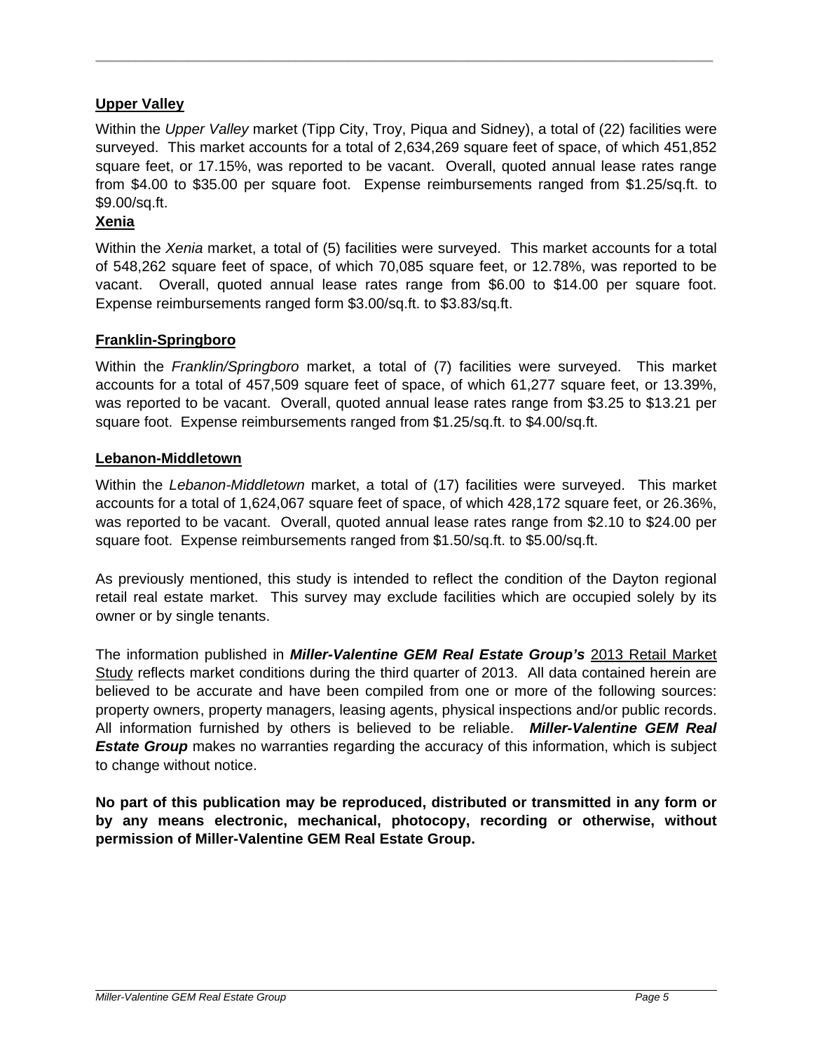## Upper Valley

Within the *Upper Valley* market (Tipp City, Troy, Piqua and Sidney), a total of (22) facilities were surveyed. This market accounts for a total of 2,634,269 square feet of space, of which 451,852 square feet, or 17.15%, was reported to be vacant. Overall, quoted annual lease rates range from $4.00 to $35.00 per square foot. Expense reimbursements ranged from $1.25/sq.ft. to $9.00/sq.ft.

## Xenia

Within the *Xenia* market, a total of (5) facilities were surveyed. This market accounts for a total of 548,262 square feet of space, of which 70,085 square feet, or 12.78%, was reported to be vacant. Overall, quoted annual lease rates range from $6.00 to $14.00 per square foot. Expense reimbursements ranged form $3.00/sq.ft. to $3.83/sq.ft.

## Franklin-Springboro

Within the *Franklin/Springboro* market, a total of (7) facilities were surveyed. This market accounts for a total of 457,509 square feet of space, of which 61,277 square feet, or 13.39%, was reported to be vacant. Overall, quoted annual lease rates range from $3.25 to $13.21 per square foot. Expense reimbursements ranged from $1.25/sq.ft. to $4.00/sq.ft.

## Lebanon-Middletown

Within the *Lebanon-Middletown* market, a total of (17) facilities were surveyed. This market accounts for a total of 1,624,067 square feet of space, of which 428,172 square feet, or 26.36%, was reported to be vacant. Overall, quoted annual lease rates range from $2.10 to $24.00 per square foot. Expense reimbursements ranged from $1.50/sq.ft. to $5.00/sq.ft.

As previously mentioned, this study is intended to reflect the condition of the Dayton regional retail real estate market. This survey may exclude facilities which are occupied solely by its owner or by single tenants.

The information published in ***Miller-Valentine GEM Real Estate Group's*** 2013 Retail Market Study reflects market conditions during the third quarter of 2013. All data contained herein are believed to be accurate and have been compiled from one or more of the following sources: property owners, property managers, leasing agents, physical inspections and/or public records. All information furnished by others is believed to be reliable. ***Miller-Valentine GEM Real Estate Group*** makes no warranties regarding the accuracy of this information, which is subject to change without notice.

**No part of this publication may be reproduced, distributed or transmitted in any form or by any means electronic, mechanical, photocopy, recording or otherwise, without permission of Miller-Valentine GEM Real Estate Group.**